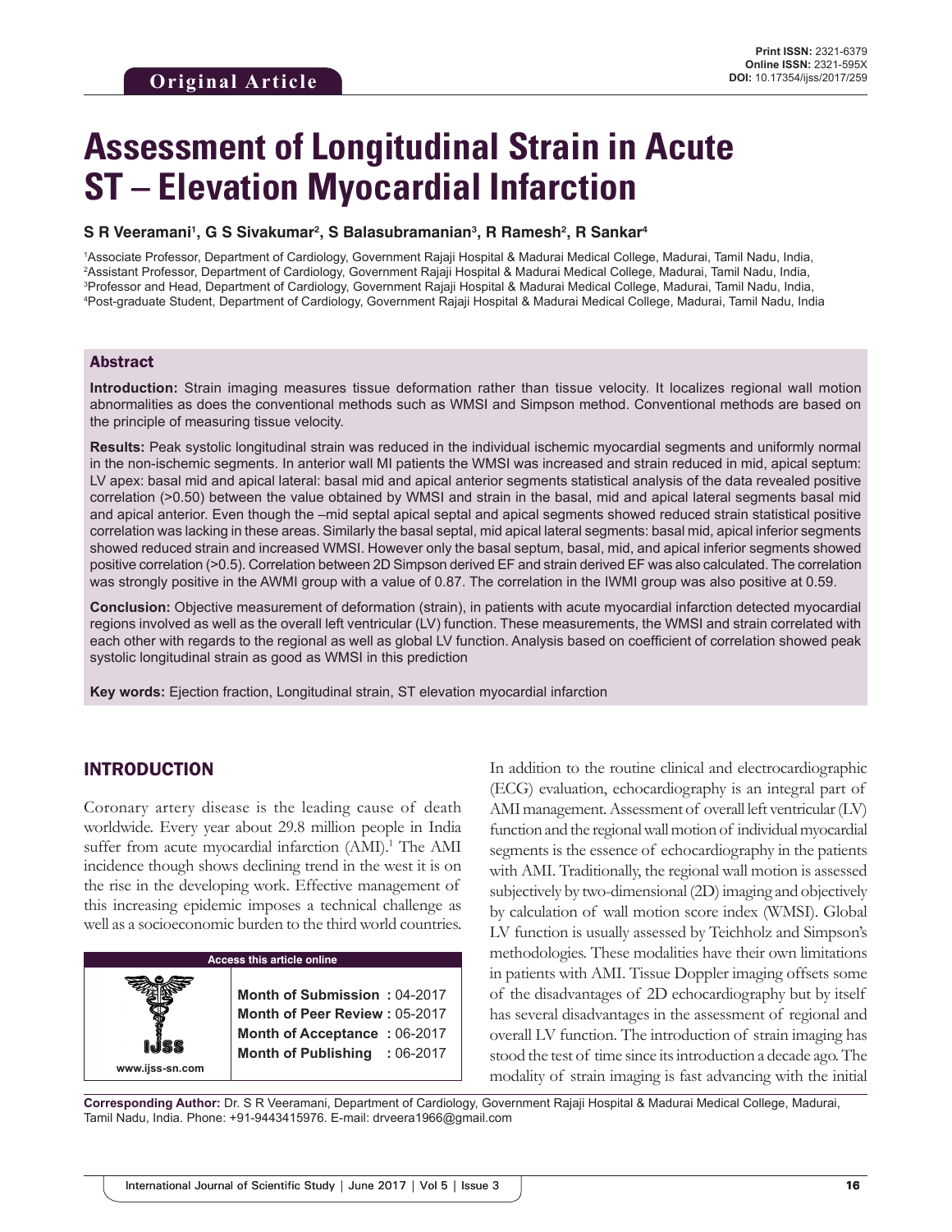Original Article

**Print ISSN:** 2321-6379
**Online ISSN:** 2321-595X
**DOI:** 10.17354/ijss/2017/259

# Assessment of Longitudinal Strain in Acute ST – Elevation Myocardial Infarction

**S R Veeramani[1], G S Sivakumar[2], S Balasubramanian[3], R Ramesh[2], R Sankar[4]**

[1]Associate Professor, Department of Cardiology, Government Rajaji Hospital & Madurai Medical College, Madurai, Tamil Nadu, India,
[2]Assistant Professor, Department of Cardiology, Government Rajaji Hospital & Madurai Medical College, Madurai, Tamil Nadu, India,
[3]Professor and Head, Department of Cardiology, Government Rajaji Hospital & Madurai Medical College, Madurai, Tamil Nadu, India,
[4]Post-graduate Student, Department of Cardiology, Government Rajaji Hospital & Madurai Medical College, Madurai, Tamil Nadu, India

## Abstract

**Introduction:** Strain imaging measures tissue deformation rather than tissue velocity. It localizes regional wall motion abnormalities as does the conventional methods such as WMSI and Simpson method. Conventional methods are based on the principle of measuring tissue velocity.

**Results:** Peak systolic longitudinal strain was reduced in the individual ischemic myocardial segments and uniformly normal in the non-ischemic segments. In anterior wall MI patients the WMSI was increased and strain reduced in mid, apical septum: LV apex: basal mid and apical lateral: basal mid and apical anterior segments statistical analysis of the data revealed positive correlation (>0.50) between the value obtained by WMSI and strain in the basal, mid and apical lateral segments basal mid and apical anterior. Even though the –mid septal apical septal and apical segments showed reduced strain statistical positive correlation was lacking in these areas. Similarly the basal septal, mid apical lateral segments: basal mid, apical inferior segments showed reduced strain and increased WMSI. However only the basal septum, basal, mid, and apical inferior segments showed positive correlation (>0.5). Correlation between 2D Simpson derived EF and strain derived EF was also calculated. The correlation was strongly positive in the AWMI group with a value of 0.87. The correlation in the IWMI group was also positive at 0.59.

**Conclusion:** Objective measurement of deformation (strain), in patients with acute myocardial infarction detected myocardial regions involved as well as the overall left ventricular (LV) function. These measurements, the WMSI and strain correlated with each other with regards to the regional as well as global LV function. Analysis based on coefficient of correlation showed peak systolic longitudinal strain as good as WMSI in this prediction

**Key words:** Ejection fraction, Longitudinal strain, ST elevation myocardial infarction

## INTRODUCTION

Coronary artery disease is the leading cause of death worldwide. Every year about 29.8 million people in India suffer from acute myocardial infarction (AMI).[1] The AMI incidence though shows declining trend in the west it is on the rise in the developing work. Effective management of this increasing epidemic imposes a technical challenge as well as a socioeconomic burden to the third world countries.

| Access this article online | |
|---|---|
| www.ijss-sn.com | **Month of Submission :** 04-2017<br>**Month of Peer Review :** 05-2017<br>**Month of Acceptance :** 06-2017<br>**Month of Publishing :** 06-2017 |

In addition to the routine clinical and electrocardiographic (ECG) evaluation, echocardiography is an integral part of AMI management. Assessment of overall left ventricular (LV) function and the regional wall motion of individual myocardial segments is the essence of echocardiography in the patients with AMI. Traditionally, the regional wall motion is assessed subjectively by two-dimensional (2D) imaging and objectively by calculation of wall motion score index (WMSI). Global LV function is usually assessed by Teichholz and Simpson's methodologies. These modalities have their own limitations in patients with AMI. Tissue Doppler imaging offsets some of the disadvantages of 2D echocardiography but by itself has several disadvantages in the assessment of regional and overall LV function. The introduction of strain imaging has stood the test of time since its introduction a decade ago. The modality of strain imaging is fast advancing with the initial

**Corresponding Author:** Dr. S R Veeramani, Department of Cardiology, Government Rajaji Hospital & Madurai Medical College, Madurai, Tamil Nadu, India. Phone: +91-9443415976. E-mail: drveera1966@gmail.com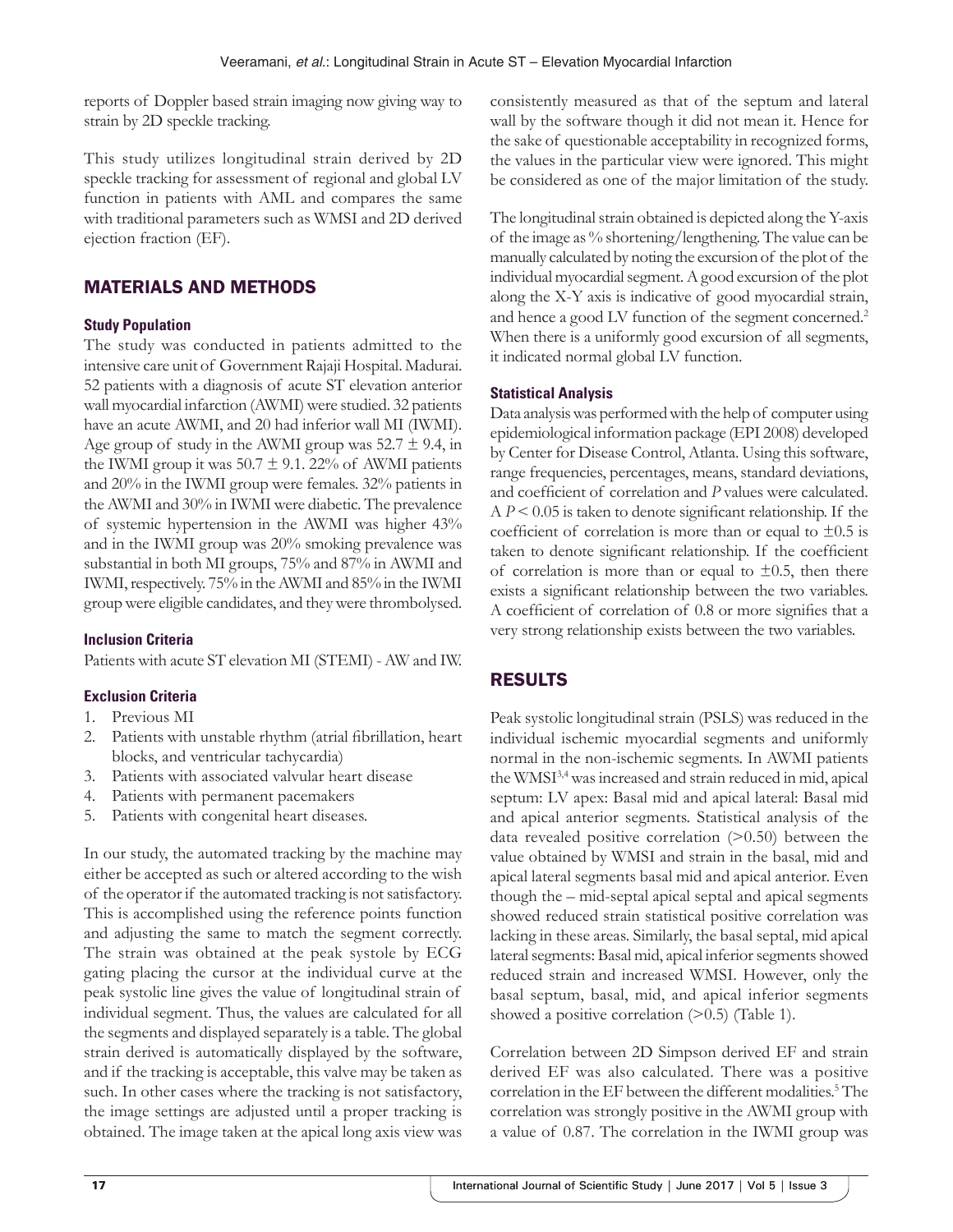reports of Doppler based strain imaging now giving way to strain by 2D speckle tracking.

This study utilizes longitudinal strain derived by 2D speckle tracking for assessment of regional and global LV function in patients with AML and compares the same with traditional parameters such as WMSI and 2D derived ejection fraction (EF).

## MATERIALS AND METHODS

### Study Population

The study was conducted in patients admitted to the intensive care unit of Government Rajaji Hospital. Madurai. 52 patients with a diagnosis of acute ST elevation anterior wall myocardial infarction (AWMI) were studied. 32 patients have an acute AWMI, and 20 had inferior wall MI (IWMI). Age group of study in the AWMI group was 52.7 ± 9.4, in the IWMI group it was 50.7 ± 9.1. 22% of AWMI patients and 20% in the IWMI group were females. 32% patients in the AWMI and 30% in IWMI were diabetic. The prevalence of systemic hypertension in the AWMI was higher 43% and in the IWMI group was 20% smoking prevalence was substantial in both MI groups, 75% and 87% in AWMI and IWMI, respectively. 75% in the AWMI and 85% in the IWMI group were eligible candidates, and they were thrombolysed.

### Inclusion Criteria

Patients with acute ST elevation MI (STEMI) - AW and IW.

### Exclusion Criteria

1. Previous MI
2. Patients with unstable rhythm (atrial fibrillation, heart blocks, and ventricular tachycardia)
3. Patients with associated valvular heart disease
4. Patients with permanent pacemakers
5. Patients with congenital heart diseases.

In our study, the automated tracking by the machine may either be accepted as such or altered according to the wish of the operator if the automated tracking is not satisfactory. This is accomplished using the reference points function and adjusting the same to match the segment correctly. The strain was obtained at the peak systole by ECG gating placing the cursor at the individual curve at the peak systolic line gives the value of longitudinal strain of individual segment. Thus, the values are calculated for all the segments and displayed separately is a table. The global strain derived is automatically displayed by the software, and if the tracking is acceptable, this valve may be taken as such. In other cases where the tracking is not satisfactory, the image settings are adjusted until a proper tracking is obtained. The image taken at the apical long axis view was consistently measured as that of the septum and lateral wall by the software though it did not mean it. Hence for the sake of questionable acceptability in recognized forms, the values in the particular view were ignored. This might be considered as one of the major limitation of the study.

The longitudinal strain obtained is depicted along the Y-axis of the image as % shortening/lengthening. The value can be manually calculated by noting the excursion of the plot of the individual myocardial segment. A good excursion of the plot along the X-Y axis is indicative of good myocardial strain, and hence a good LV function of the segment concerned.[2] When there is a uniformly good excursion of all segments, it indicated normal global LV function.

### Statistical Analysis

Data analysis was performed with the help of computer using epidemiological information package (EPI 2008) developed by Center for Disease Control, Atlanta. Using this software, range frequencies, percentages, means, standard deviations, and coefficient of correlation and *P* values were calculated. A $P < 0.05$ is taken to denote significant relationship. If the coefficient of correlation is more than or equal to ±0.5 is taken to denote significant relationship. If the coefficient of correlation is more than or equal to ±0.5, then there exists a significant relationship between the two variables. A coefficient of correlation of 0.8 or more signifies that a very strong relationship exists between the two variables.

## RESULTS

Peak systolic longitudinal strain (PSLS) was reduced in the individual ischemic myocardial segments and uniformly normal in the non-ischemic segments. In AWMI patients the WMSI[3,4] was increased and strain reduced in mid, apical septum: LV apex: Basal mid and apical lateral: Basal mid and apical anterior segments. Statistical analysis of the data revealed positive correlation (>0.50) between the value obtained by WMSI and strain in the basal, mid and apical lateral segments basal mid and apical anterior. Even though the – mid-septal apical septal and apical segments showed reduced strain statistical positive correlation was lacking in these areas. Similarly, the basal septal, mid apical lateral segments: Basal mid, apical inferior segments showed reduced strain and increased WMSI. However, only the basal septum, basal, mid, and apical inferior segments showed a positive correlation (>0.5) (Table 1).

Correlation between 2D Simpson derived EF and strain derived EF was also calculated. There was a positive correlation in the EF between the different modalities.[5] The correlation was strongly positive in the AWMI group with a value of 0.87. The correlation in the IWMI group was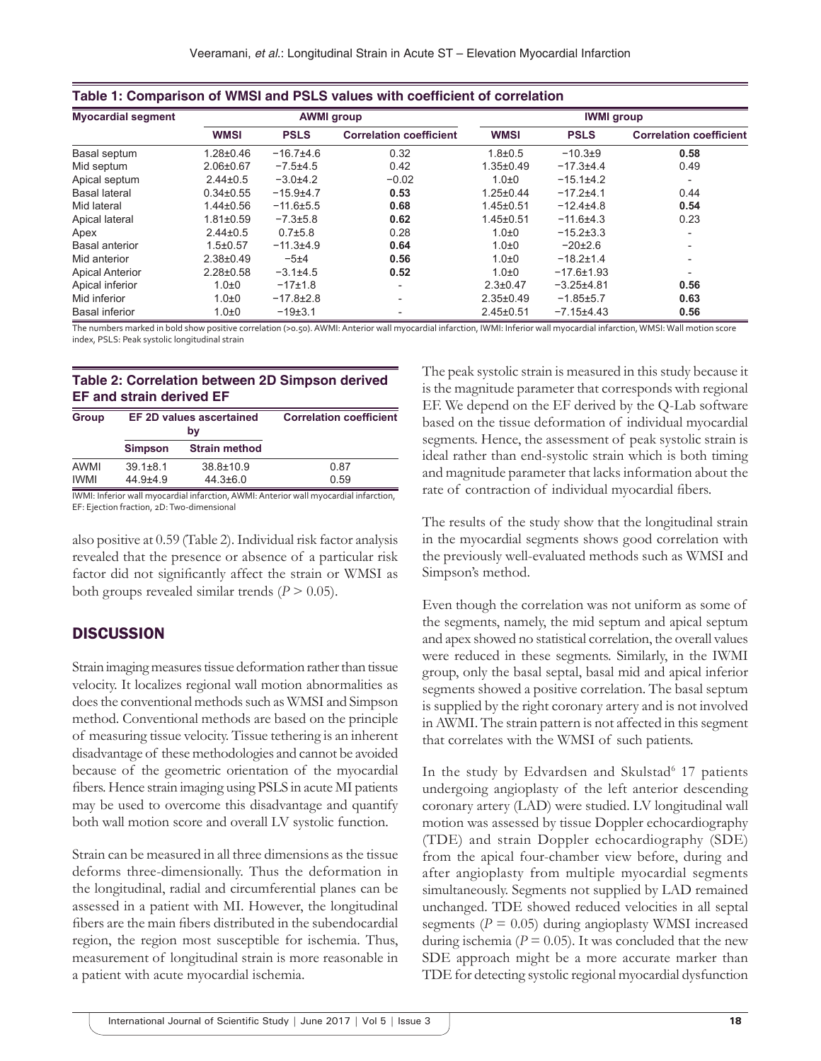**Table 1: Comparison of WMSI and PSLS values with coefficient of correlation**

| Myocardial segment | AWMI group | | | IWMI group | | |
|---|---|---|---|---|---|---|
| | WMSI | PSLS | Correlation coefficient | WMSI | PSLS | Correlation coefficient |
| Basal septum | 1.28±0.46 | −16.7±4.6 | 0.32 | 1.8±0.5 | −10.3±9 | **0.58** |
| Mid septum | 2.06±0.67 | −7.5±4.5 | 0.42 | 1.35±0.49 | −17.3±4.4 | 0.49 |
| Apical septum | 2.44±0.5 | −3.0±4.2 | −0.02 | 1.0±0 | −15.1±4.2 | - |
| Basal lateral | 0.34±0.55 | −15.9±4.7 | **0.53** | 1.25±0.44 | −17.2±4.1 | 0.44 |
| Mid lateral | 1.44±0.56 | −11.6±5.5 | **0.68** | 1.45±0.51 | −12.4±4.8 | **0.54** |
| Apical lateral | 1.81±0.59 | −7.3±5.8 | **0.62** | 1.45±0.51 | −11.6±4.3 | 0.23 |
| Apex | 2.44±0.5 | 0.7±5.8 | 0.28 | 1.0±0 | −15.2±3.3 | - |
| Basal anterior | 1.5±0.57 | −11.3±4.9 | **0.64** | 1.0±0 | −20±2.6 | - |
| Mid anterior | 2.38±0.49 | −5±4 | **0.56** | 1.0±0 | −18.2±1.4 | - |
| Apical Anterior | 2.28±0.58 | −3.1±4.5 | **0.52** | 1.0±0 | −17.6±1.93 | - |
| Apical inferior | 1.0±0 | −17±1.8 | - | 2.3±0.47 | −3.25±4.81 | **0.56** |
| Mid inferior | 1.0±0 | −17.8±2.8 | - | 2.35±0.49 | −1.85±5.7 | **0.63** |
| Basal inferior | 1.0±0 | −19±3.1 | - | 2.45±0.51 | −7.15±4.43 | **0.56** |

The numbers marked in bold show positive correlation (>0.50). AWMI: Anterior wall myocardial infarction, IWMI: Inferior wall myocardial infarction, WMSI: Wall motion score index, PSLS: Peak systolic longitudinal strain

**Table 2: Correlation between 2D Simpson derived EF and strain derived EF**

| Group | EF 2D values ascertained by | | Correlation coefficient |
|---|---|---|---|
| | Simpson | Strain method | |
| AWMI | 39.1±8.1 | 38.8±10.9 | 0.87 |
| IWMI | 44.9±4.9 | 44.3±6.0 | 0.59 |

IWMI: Inferior wall myocardial infarction, AWMI: Anterior wall myocardial infarction, EF: Ejection fraction, 2D: Two-dimensional

also positive at 0.59 (Table 2). Individual risk factor analysis revealed that the presence or absence of a particular risk factor did not significantly affect the strain or WMSI as both groups revealed similar trends ($P > 0.05$).

## DISCUSSION

Strain imaging measures tissue deformation rather than tissue velocity. It localizes regional wall motion abnormalities as does the conventional methods such as WMSI and Simpson method. Conventional methods are based on the principle of measuring tissue velocity. Tissue tethering is an inherent disadvantage of these methodologies and cannot be avoided because of the geometric orientation of the myocardial fibers. Hence strain imaging using PSLS in acute MI patients may be used to overcome this disadvantage and quantify both wall motion score and overall LV systolic function.

Strain can be measured in all three dimensions as the tissue deforms three-dimensionally. Thus the deformation in the longitudinal, radial and circumferential planes can be assessed in a patient with MI. However, the longitudinal fibers are the main fibers distributed in the subendocardial region, the region most susceptible for ischemia. Thus, measurement of longitudinal strain is more reasonable in a patient with acute myocardial ischemia.

The peak systolic strain is measured in this study because it is the magnitude parameter that corresponds with regional EF. We depend on the EF derived by the Q-Lab software based on the tissue deformation of individual myocardial segments. Hence, the assessment of peak systolic strain is ideal rather than end-systolic strain which is both timing and magnitude parameter that lacks information about the rate of contraction of individual myocardial fibers.

The results of the study show that the longitudinal strain in the myocardial segments shows good correlation with the previously well-evaluated methods such as WMSI and Simpson's method.

Even though the correlation was not uniform as some of the segments, namely, the mid septum and apical septum and apex showed no statistical correlation, the overall values were reduced in these segments. Similarly, in the IWMI group, only the basal septal, basal mid and apical inferior segments showed a positive correlation. The basal septum is supplied by the right coronary artery and is not involved in AWMI. The strain pattern is not affected in this segment that correlates with the WMSI of such patients.

In the study by Edvardsen and Skulstad[6] 17 patients undergoing angioplasty of the left anterior descending coronary artery (LAD) were studied. LV longitudinal wall motion was assessed by tissue Doppler echocardiography (TDE) and strain Doppler echocardiography (SDE) from the apical four-chamber view before, during and after angioplasty from multiple myocardial segments simultaneously. Segments not supplied by LAD remained unchanged. TDE showed reduced velocities in all septal segments ($P = 0.05$) during angioplasty WMSI increased during ischemia ($P = 0.05$). It was concluded that the new SDE approach might be a more accurate marker than TDE for detecting systolic regional myocardial dysfunction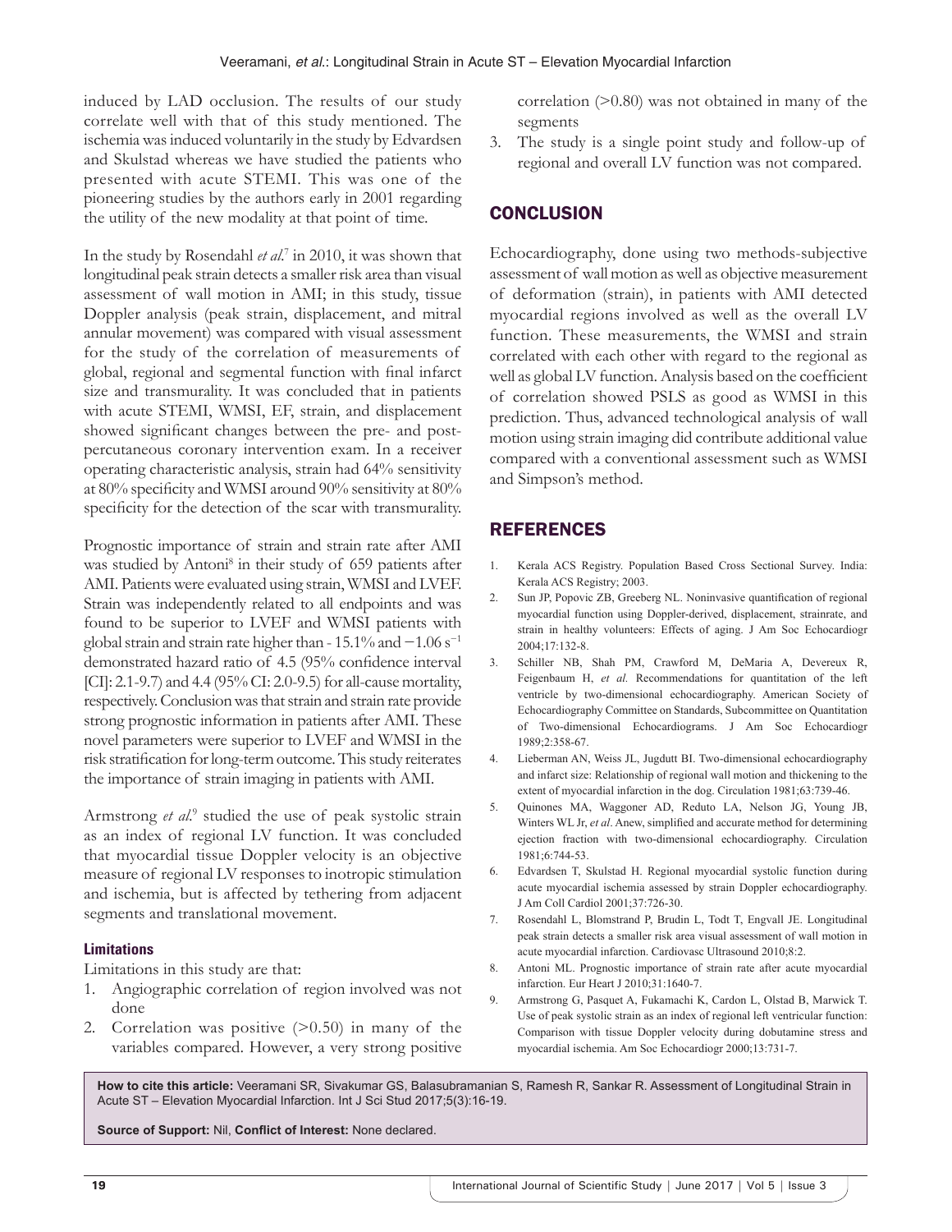induced by LAD occlusion. The results of our study correlate well with that of this study mentioned. The ischemia was induced voluntarily in the study by Edvardsen and Skulstad whereas we have studied the patients who presented with acute STEMI. This was one of the pioneering studies by the authors early in 2001 regarding the utility of the new modality at that point of time.

In the study by Rosendahl *et al*.[7] in 2010, it was shown that longitudinal peak strain detects a smaller risk area than visual assessment of wall motion in AMI; in this study, tissue Doppler analysis (peak strain, displacement, and mitral annular movement) was compared with visual assessment for the study of the correlation of measurements of global, regional and segmental function with final infarct size and transmurality. It was concluded that in patients with acute STEMI, WMSI, EF, strain, and displacement showed significant changes between the pre- and post-percutaneous coronary intervention exam. In a receiver operating characteristic analysis, strain had 64% sensitivity at 80% specificity and WMSI around 90% sensitivity at 80% specificity for the detection of the scar with transmurality.

Prognostic importance of strain and strain rate after AMI was studied by Antoni[8] in their study of 659 patients after AMI. Patients were evaluated using strain, WMSI and LVEF. Strain was independently related to all endpoints and was found to be superior to LVEF and WMSI patients with global strain and strain rate higher than - 15.1% and $-1.06\ s^{-1}$ demonstrated hazard ratio of 4.5 (95% confidence interval [CI]: 2.1-9.7) and 4.4 (95% CI: 2.0-9.5) for all-cause mortality, respectively. Conclusion was that strain and strain rate provide strong prognostic information in patients after AMI. These novel parameters were superior to LVEF and WMSI in the risk stratification for long-term outcome. This study reiterates the importance of strain imaging in patients with AMI.

Armstrong *et al*.[9] studied the use of peak systolic strain as an index of regional LV function. It was concluded that myocardial tissue Doppler velocity is an objective measure of regional LV responses to inotropic stimulation and ischemia, but is affected by tethering from adjacent segments and translational movement.

### Limitations

Limitations in this study are that:

1. Angiographic correlation of region involved was not done
2. Correlation was positive (>0.50) in many of the variables compared. However, a very strong positive correlation (>0.80) was not obtained in many of the segments
3. The study is a single point study and follow-up of regional and overall LV function was not compared.

## CONCLUSION

Echocardiography, done using two methods-subjective assessment of wall motion as well as objective measurement of deformation (strain), in patients with AMI detected myocardial regions involved as well as the overall LV function. These measurements, the WMSI and strain correlated with each other with regard to the regional as well as global LV function. Analysis based on the coefficient of correlation showed PSLS as good as WMSI in this prediction. Thus, advanced technological analysis of wall motion using strain imaging did contribute additional value compared with a conventional assessment such as WMSI and Simpson's method.

## REFERENCES

1. Kerala ACS Registry. Population Based Cross Sectional Survey. India: Kerala ACS Registry; 2003.
2. Sun JP, Popovic ZB, Greeberg NL. Noninvasive quantification of regional myocardial function using Doppler-derived, displacement, strainrate, and strain in healthy volunteers: Effects of aging. J Am Soc Echocardiogr 2004;17:132-8.
3. Schiller NB, Shah PM, Crawford M, DeMaria A, Devereux R, Feigenbaum H, *et al.* Recommendations for quantitation of the left ventricle by two-dimensional echocardiography. American Society of Echocardiography Committee on Standards, Subcommittee on Quantitation of Two-dimensional Echocardiograms. J Am Soc Echocardiogr 1989;2:358-67.
4. Lieberman AN, Weiss JL, Jugdutt BI. Two-dimensional echocardiography and infarct size: Relationship of regional wall motion and thickening to the extent of myocardial infarction in the dog. Circulation 1981;63:739-46.
5. Quinones MA, Waggoner AD, Reduto LA, Nelson JG, Young JB, Winters WL Jr, *et al*. Anew, simplified and accurate method for determining ejection fraction with two-dimensional echocardiography. Circulation 1981;6:744-53.
6. Edvardsen T, Skulstad H. Regional myocardial systolic function during acute myocardial ischemia assessed by strain Doppler echocardiography. J Am Coll Cardiol 2001;37:726-30.
7. Rosendahl L, Blomstrand P, Brudin L, Todt T, Engvall JE. Longitudinal peak strain detects a smaller risk area visual assessment of wall motion in acute myocardial infarction. Cardiovasc Ultrasound 2010;8:2.
8. Antoni ML. Prognostic importance of strain rate after acute myocardial infarction. Eur Heart J 2010;31:1640-7.
9. Armstrong G, Pasquet A, Fukamachi K, Cardon L, Olstad B, Marwick T. Use of peak systolic strain as an index of regional left ventricular function: Comparison with tissue Doppler velocity during dobutamine stress and myocardial ischemia. Am Soc Echocardiogr 2000;13:731-7.

**How to cite this article:** Veeramani SR, Sivakumar GS, Balasubramanian S, Ramesh R, Sankar R. Assessment of Longitudinal Strain in Acute ST – Elevation Myocardial Infarction. Int J Sci Stud 2017;5(3):16-19.

**Source of Support:** Nil, **Conflict of Interest:** None declared.